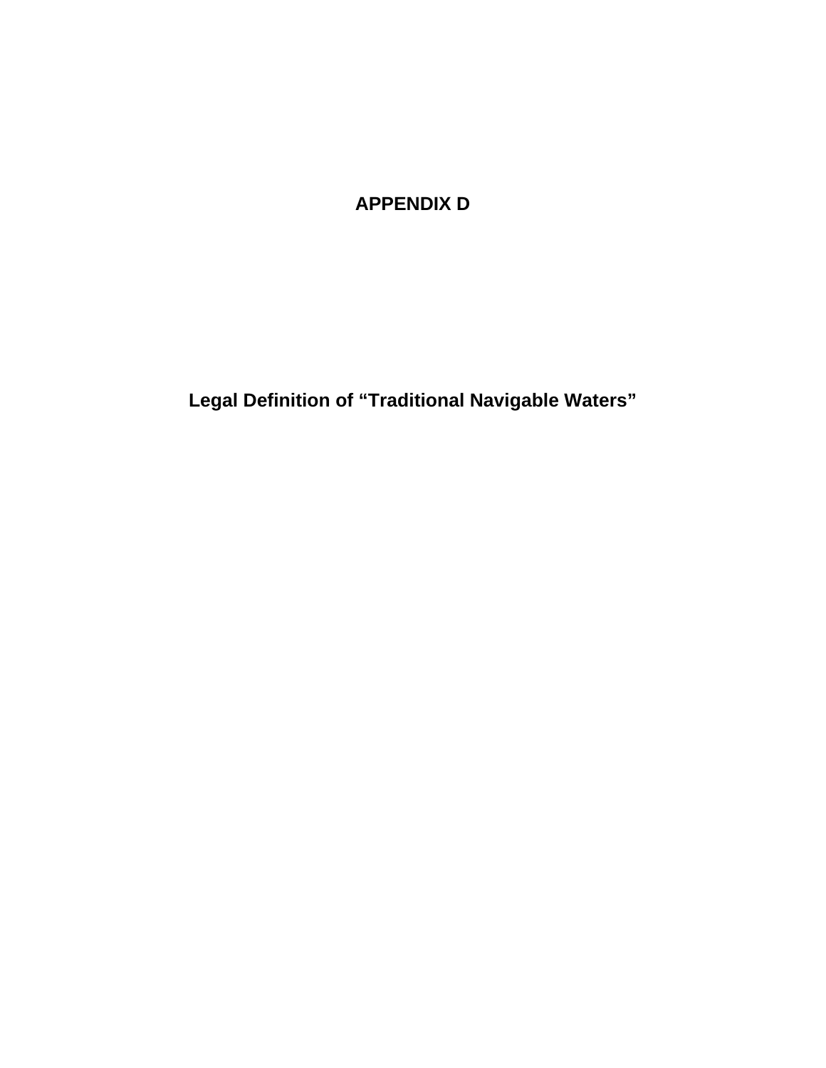# APPENDIX D

## Legal Definition of "Traditional Navigable Waters"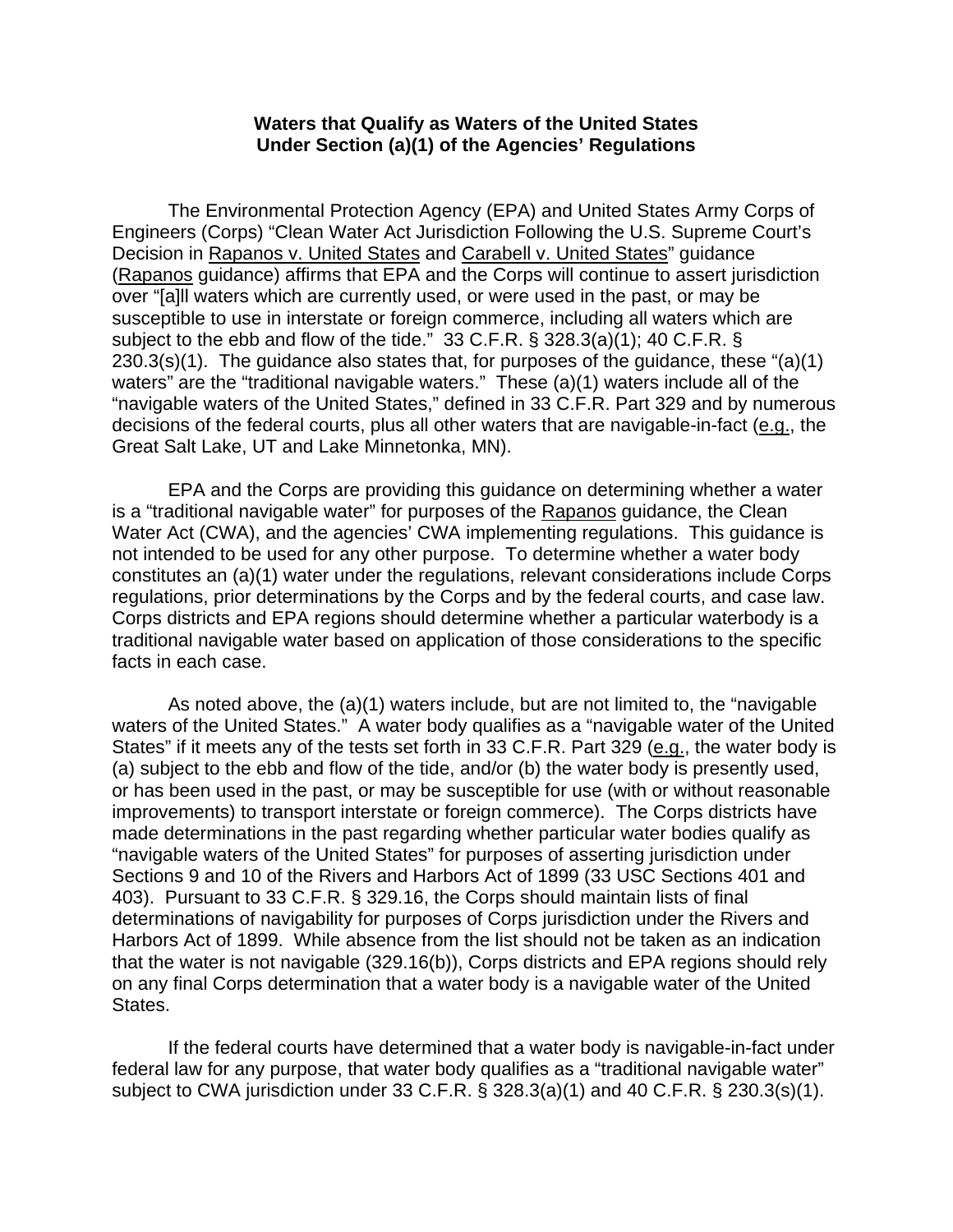**Waters that Qualify as Waters of the United States Under Section (a)(1) of the Agencies' Regulations**

The Environmental Protection Agency (EPA) and United States Army Corps of Engineers (Corps) "Clean Water Act Jurisdiction Following the U.S. Supreme Court's Decision in Rapanos v. United States and Carabell v. United States" guidance (Rapanos guidance) affirms that EPA and the Corps will continue to assert jurisdiction over "[a]ll waters which are currently used, or were used in the past, or may be susceptible to use in interstate or foreign commerce, including all waters which are subject to the ebb and flow of the tide." 33 C.F.R. § 328.3(a)(1); 40 C.F.R. § 230.3(s)(1). The guidance also states that, for purposes of the guidance, these "(a)(1) waters" are the "traditional navigable waters." These (a)(1) waters include all of the "navigable waters of the United States," defined in 33 C.F.R. Part 329 and by numerous decisions of the federal courts, plus all other waters that are navigable-in-fact (e.g., the Great Salt Lake, UT and Lake Minnetonka, MN).

EPA and the Corps are providing this guidance on determining whether a water is a "traditional navigable water" for purposes of the Rapanos guidance, the Clean Water Act (CWA), and the agencies' CWA implementing regulations. This guidance is not intended to be used for any other purpose. To determine whether a water body constitutes an (a)(1) water under the regulations, relevant considerations include Corps regulations, prior determinations by the Corps and by the federal courts, and case law. Corps districts and EPA regions should determine whether a particular waterbody is a traditional navigable water based on application of those considerations to the specific facts in each case.

As noted above, the (a)(1) waters include, but are not limited to, the "navigable waters of the United States." A water body qualifies as a "navigable water of the United States" if it meets any of the tests set forth in 33 C.F.R. Part 329 (e.g., the water body is (a) subject to the ebb and flow of the tide, and/or (b) the water body is presently used, or has been used in the past, or may be susceptible for use (with or without reasonable improvements) to transport interstate or foreign commerce). The Corps districts have made determinations in the past regarding whether particular water bodies qualify as "navigable waters of the United States" for purposes of asserting jurisdiction under Sections 9 and 10 of the Rivers and Harbors Act of 1899 (33 USC Sections 401 and 403). Pursuant to 33 C.F.R. § 329.16, the Corps should maintain lists of final determinations of navigability for purposes of Corps jurisdiction under the Rivers and Harbors Act of 1899. While absence from the list should not be taken as an indication that the water is not navigable (329.16(b)), Corps districts and EPA regions should rely on any final Corps determination that a water body is a navigable water of the United States.

If the federal courts have determined that a water body is navigable-in-fact under federal law for any purpose, that water body qualifies as a "traditional navigable water" subject to CWA jurisdiction under 33 C.F.R. § 328.3(a)(1) and 40 C.F.R. § 230.3(s)(1).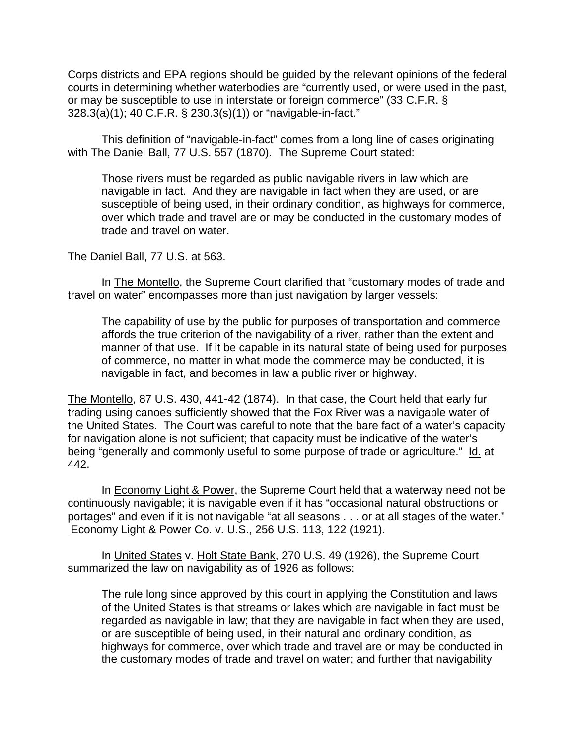Corps districts and EPA regions should be guided by the relevant opinions of the federal courts in determining whether waterbodies are "currently used, or were used in the past, or may be susceptible to use in interstate or foreign commerce" (33 C.F.R. § 328.3(a)(1); 40 C.F.R. § 230.3(s)(1)) or "navigable-in-fact."

This definition of "navigable-in-fact" comes from a long line of cases originating with The Daniel Ball, 77 U.S. 557 (1870). The Supreme Court stated:

> Those rivers must be regarded as public navigable rivers in law which are navigable in fact. And they are navigable in fact when they are used, or are susceptible of being used, in their ordinary condition, as highways for commerce, over which trade and travel are or may be conducted in the customary modes of trade and travel on water.

The Daniel Ball, 77 U.S. at 563.

In The Montello, the Supreme Court clarified that "customary modes of trade and travel on water" encompasses more than just navigation by larger vessels:

> The capability of use by the public for purposes of transportation and commerce affords the true criterion of the navigability of a river, rather than the extent and manner of that use. If it be capable in its natural state of being used for purposes of commerce, no matter in what mode the commerce may be conducted, it is navigable in fact, and becomes in law a public river or highway.

The Montello, 87 U.S. 430, 441-42 (1874). In that case, the Court held that early fur trading using canoes sufficiently showed that the Fox River was a navigable water of the United States. The Court was careful to note that the bare fact of a water's capacity for navigation alone is not sufficient; that capacity must be indicative of the water's being "generally and commonly useful to some purpose of trade or agriculture." Id. at 442.

In Economy Light & Power, the Supreme Court held that a waterway need not be continuously navigable; it is navigable even if it has "occasional natural obstructions or portages" and even if it is not navigable "at all seasons . . . or at all stages of the water." Economy Light & Power Co. v. U.S., 256 U.S. 113, 122 (1921).

In United States v. Holt State Bank, 270 U.S. 49 (1926), the Supreme Court summarized the law on navigability as of 1926 as follows:

> The rule long since approved by this court in applying the Constitution and laws of the United States is that streams or lakes which are navigable in fact must be regarded as navigable in law; that they are navigable in fact when they are used, or are susceptible of being used, in their natural and ordinary condition, as highways for commerce, over which trade and travel are or may be conducted in the customary modes of trade and travel on water; and further that navigability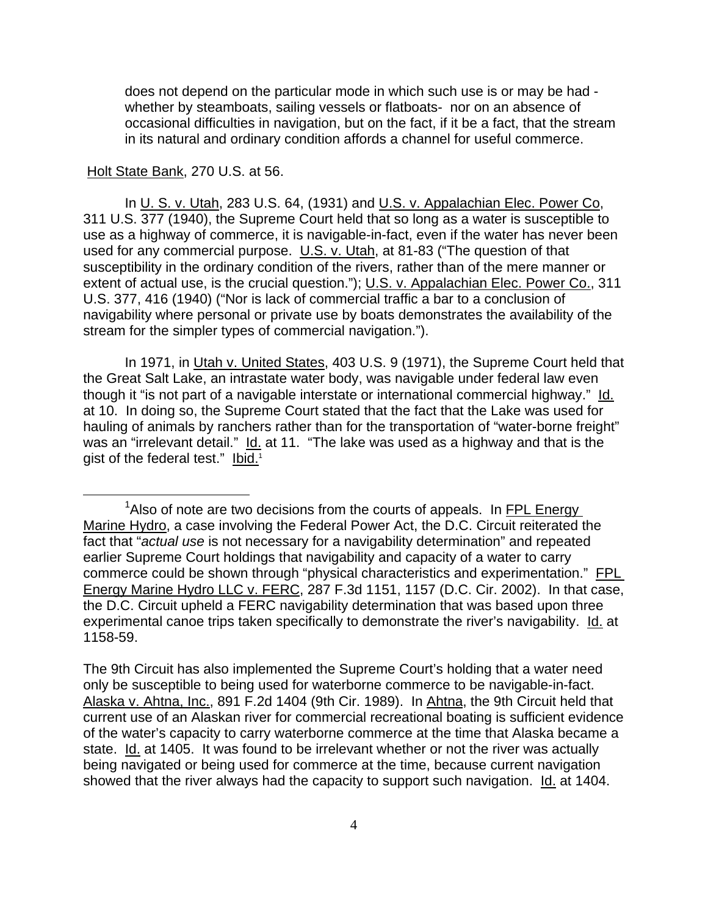> does not depend on the particular mode in which such use is or may be had - whether by steamboats, sailing vessels or flatboats- nor on an absence of occasional difficulties in navigation, but on the fact, if it be a fact, that the stream in its natural and ordinary condition affords a channel for useful commerce.

Holt State Bank, 270 U.S. at 56.

In U. S. v. Utah, 283 U.S. 64, (1931) and U.S. v. Appalachian Elec. Power Co, 311 U.S. 377 (1940), the Supreme Court held that so long as a water is susceptible to use as a highway of commerce, it is navigable-in-fact, even if the water has never been used for any commercial purpose. U.S. v. Utah, at 81-83 ("The question of that susceptibility in the ordinary condition of the rivers, rather than of the mere manner or extent of actual use, is the crucial question."); U.S. v. Appalachian Elec. Power Co., 311 U.S. 377, 416 (1940) ("Nor is lack of commercial traffic a bar to a conclusion of navigability where personal or private use by boats demonstrates the availability of the stream for the simpler types of commercial navigation.").

In 1971, in Utah v. United States, 403 U.S. 9 (1971), the Supreme Court held that the Great Salt Lake, an intrastate water body, was navigable under federal law even though it "is not part of a navigable interstate or international commercial highway." Id. at 10. In doing so, the Supreme Court stated that the fact that the Lake was used for hauling of animals by ranchers rather than for the transportation of "water-borne freight" was an "irrelevant detail." Id. at 11. "The lake was used as a highway and that is the gist of the federal test." Ibid.[1]

---

[1] Also of note are two decisions from the courts of appeals. In FPL Energy Marine Hydro, a case involving the Federal Power Act, the D.C. Circuit reiterated the fact that "*actual use* is not necessary for a navigability determination" and repeated earlier Supreme Court holdings that navigability and capacity of a water to carry commerce could be shown through "physical characteristics and experimentation." FPL Energy Marine Hydro LLC v. FERC, 287 F.3d 1151, 1157 (D.C. Cir. 2002). In that case, the D.C. Circuit upheld a FERC navigability determination that was based upon three experimental canoe trips taken specifically to demonstrate the river's navigability. Id. at 1158-59.

The 9th Circuit has also implemented the Supreme Court's holding that a water need only be susceptible to being used for waterborne commerce to be navigable-in-fact. Alaska v. Ahtna, Inc., 891 F.2d 1404 (9th Cir. 1989). In Ahtna, the 9th Circuit held that current use of an Alaskan river for commercial recreational boating is sufficient evidence of the water's capacity to carry waterborne commerce at the time that Alaska became a state. Id. at 1405. It was found to be irrelevant whether or not the river was actually being navigated or being used for commerce at the time, because current navigation showed that the river always had the capacity to support such navigation. Id. at 1404.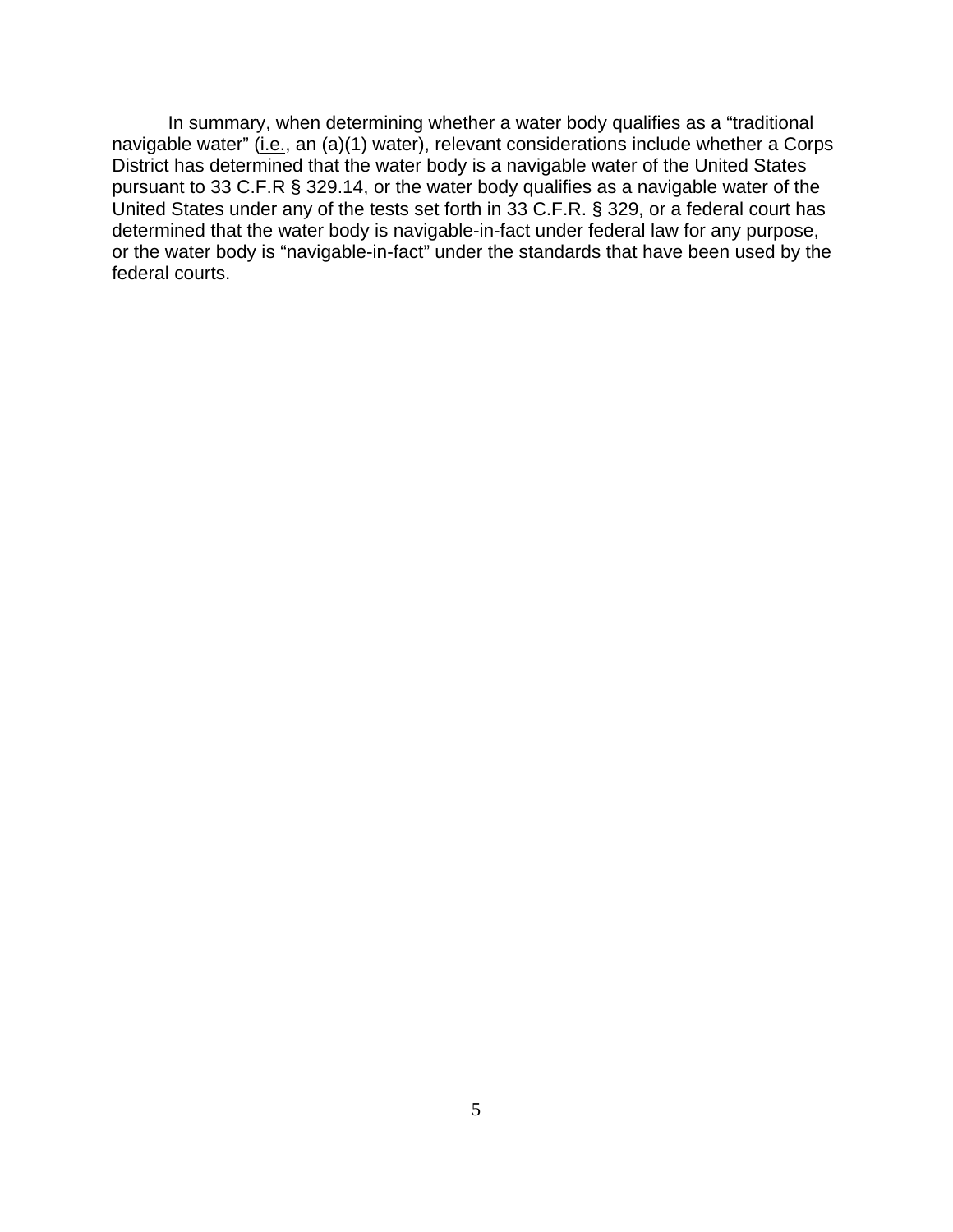In summary, when determining whether a water body qualifies as a "traditional navigable water" (i.e., an (a)(1) water), relevant considerations include whether a Corps District has determined that the water body is a navigable water of the United States pursuant to 33 C.F.R § 329.14, or the water body qualifies as a navigable water of the United States under any of the tests set forth in 33 C.F.R. § 329, or a federal court has determined that the water body is navigable-in-fact under federal law for any purpose, or the water body is "navigable-in-fact" under the standards that have been used by the federal courts.